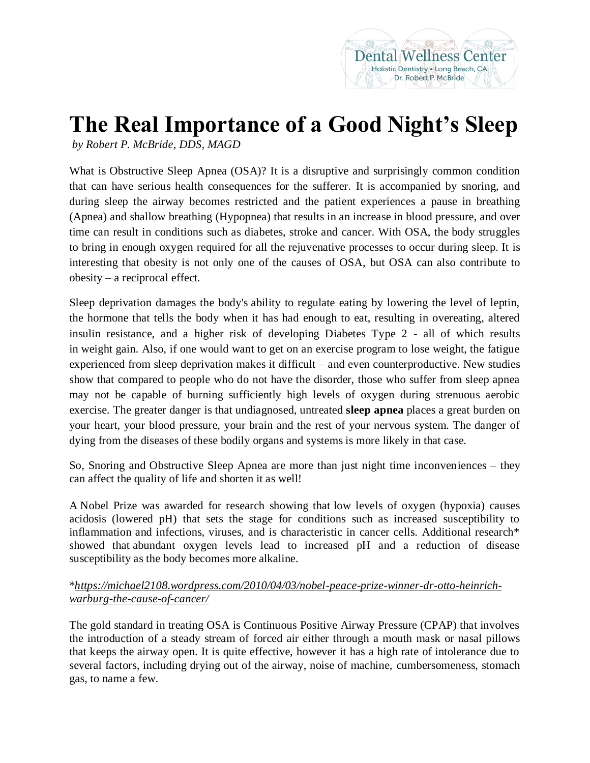Dental Wellness Center
Holistic Dentistry • Long Beach, CA
Dr. Robert P. McBride

# The Real Importance of a Good Night's Sleep

*by Robert P. McBride, DDS, MAGD*

What is Obstructive Sleep Apnea (OSA)? It is a disruptive and surprisingly common condition that can have serious health consequences for the sufferer. It is accompanied by snoring, and during sleep the airway becomes restricted and the patient experiences a pause in breathing (Apnea) and shallow breathing (Hypopnea) that results in an increase in blood pressure, and over time can result in conditions such as diabetes, stroke and cancer. With OSA, the body struggles to bring in enough oxygen required for all the rejuvenative processes to occur during sleep. It is interesting that obesity is not only one of the causes of OSA, but OSA can also contribute to obesity – a reciprocal effect.

Sleep deprivation damages the body's ability to regulate eating by lowering the level of leptin, the hormone that tells the body when it has had enough to eat, resulting in overeating, altered insulin resistance, and a higher risk of developing Diabetes Type 2 - all of which results in weight gain. Also, if one would want to get on an exercise program to lose weight, the fatigue experienced from sleep deprivation makes it difficult – and even counterproductive. New studies show that compared to people who do not have the disorder, those who suffer from sleep apnea may not be capable of burning sufficiently high levels of oxygen during strenuous aerobic exercise. The greater danger is that undiagnosed, untreated **sleep apnea** places a great burden on your heart, your blood pressure, your brain and the rest of your nervous system. The danger of dying from the diseases of these bodily organs and systems is more likely in that case.

So, Snoring and Obstructive Sleep Apnea are more than just night time inconveniences – they can affect the quality of life and shorten it as well!

A Nobel Prize was awarded for research showing that low levels of oxygen (hypoxia) causes acidosis (lowered pH) that sets the stage for conditions such as increased susceptibility to inflammation and infections, viruses, and is characteristic in cancer cells. Additional research* showed that abundant oxygen levels lead to increased pH and a reduction of disease susceptibility as the body becomes more alkaline.

**[https://michael2108.wordpress.com/2010/04/03/nobel-peace-prize-winner-dr-otto-heinrich-warburg-the-cause-of-cancer/](https://michael2108.wordpress.com/2010/04/03/nobel-peace-prize-winner-dr-otto-heinrich-warburg-the-cause-of-cancer/)*

The gold standard in treating OSA is Continuous Positive Airway Pressure (CPAP) that involves the introduction of a steady stream of forced air either through a mouth mask or nasal pillows that keeps the airway open. It is quite effective, however it has a high rate of intolerance due to several factors, including drying out of the airway, noise of machine, cumbersomeness, stomach gas, to name a few.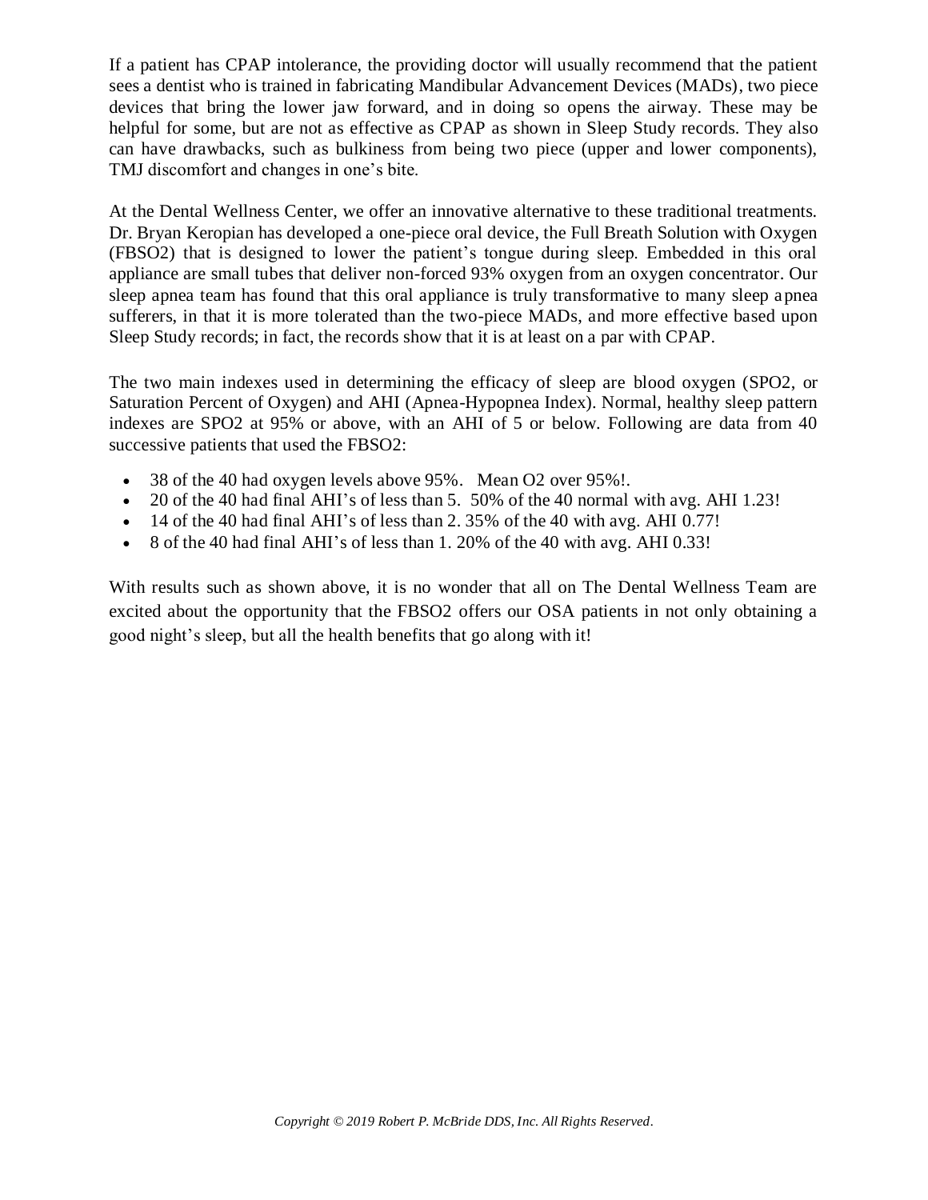If a patient has CPAP intolerance, the providing doctor will usually recommend that the patient sees a dentist who is trained in fabricating Mandibular Advancement Devices (MADs), two piece devices that bring the lower jaw forward, and in doing so opens the airway. These may be helpful for some, but are not as effective as CPAP as shown in Sleep Study records. They also can have drawbacks, such as bulkiness from being two piece (upper and lower components), TMJ discomfort and changes in one's bite.

At the Dental Wellness Center, we offer an innovative alternative to these traditional treatments. Dr. Bryan Keropian has developed a one-piece oral device, the Full Breath Solution with Oxygen (FBSO2) that is designed to lower the patient's tongue during sleep. Embedded in this oral appliance are small tubes that deliver non-forced 93% oxygen from an oxygen concentrator. Our sleep apnea team has found that this oral appliance is truly transformative to many sleep apnea sufferers, in that it is more tolerated than the two-piece MADs, and more effective based upon Sleep Study records; in fact, the records show that it is at least on a par with CPAP.

The two main indexes used in determining the efficacy of sleep are blood oxygen (SPO2, or Saturation Percent of Oxygen) and AHI (Apnea-Hypopnea Index). Normal, healthy sleep pattern indexes are SPO2 at 95% or above, with an AHI of 5 or below. Following are data from 40 successive patients that used the FBSO2:

- 38 of the 40 had oxygen levels above 95%. Mean O2 over 95%!.
- 20 of the 40 had final AHI's of less than 5. 50% of the 40 normal with avg. AHI 1.23!
- 14 of the 40 had final AHI's of less than 2. 35% of the 40 with avg. AHI 0.77!
- 8 of the 40 had final AHI's of less than 1. 20% of the 40 with avg. AHI 0.33!

With results such as shown above, it is no wonder that all on The Dental Wellness Team are excited about the opportunity that the FBSO2 offers our OSA patients in not only obtaining a good night's sleep, but all the health benefits that go along with it!

*Copyright © 2019 Robert P. McBride DDS, Inc. All Rights Reserved.*